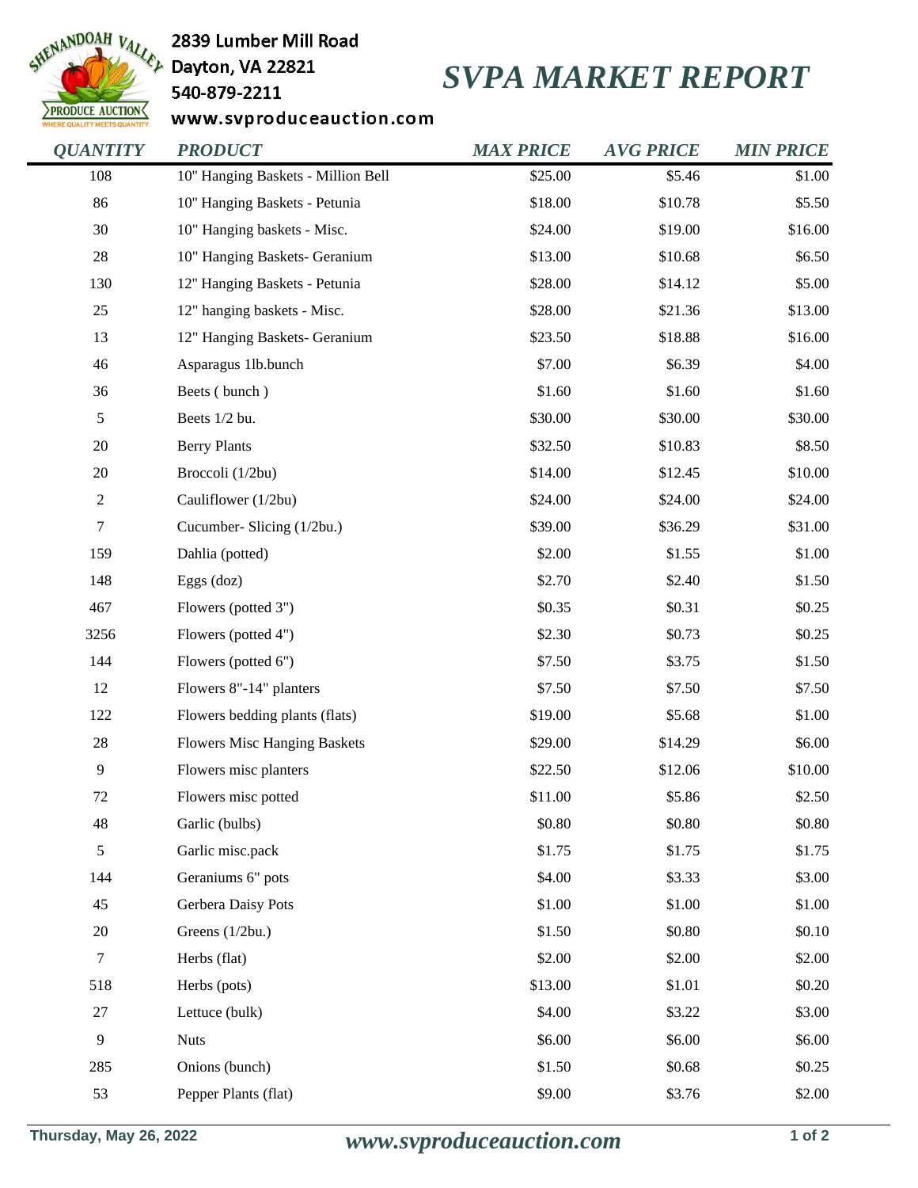2839 Lumber Mill Road
Dayton, VA 22821
540-879-2211
www.svproduceauction.com

# SVPA MARKET REPORT

| QUANTITY | PRODUCT | MAX PRICE | AVG PRICE | MIN PRICE |
|---|---|---|---|---|
| 108 | 10" Hanging Baskets - Million Bell | $25.00 | $5.46 | $1.00 |
| 86 | 10" Hanging Baskets - Petunia | $18.00 | $10.78 | $5.50 |
| 30 | 10" Hanging baskets - Misc. | $24.00 | $19.00 | $16.00 |
| 28 | 10" Hanging Baskets- Geranium | $13.00 | $10.68 | $6.50 |
| 130 | 12" Hanging Baskets - Petunia | $28.00 | $14.12 | $5.00 |
| 25 | 12" hanging baskets - Misc. | $28.00 | $21.36 | $13.00 |
| 13 | 12" Hanging Baskets- Geranium | $23.50 | $18.88 | $16.00 |
| 46 | Asparagus 1lb.bunch | $7.00 | $6.39 | $4.00 |
| 36 | Beets ( bunch ) | $1.60 | $1.60 | $1.60 |
| 5 | Beets 1/2 bu. | $30.00 | $30.00 | $30.00 |
| 20 | Berry Plants | $32.50 | $10.83 | $8.50 |
| 20 | Broccoli (1/2bu) | $14.00 | $12.45 | $10.00 |
| 2 | Cauliflower (1/2bu) | $24.00 | $24.00 | $24.00 |
| 7 | Cucumber- Slicing (1/2bu.) | $39.00 | $36.29 | $31.00 |
| 159 | Dahlia (potted) | $2.00 | $1.55 | $1.00 |
| 148 | Eggs (doz) | $2.70 | $2.40 | $1.50 |
| 467 | Flowers (potted 3") | $0.35 | $0.31 | $0.25 |
| 3256 | Flowers (potted 4") | $2.30 | $0.73 | $0.25 |
| 144 | Flowers (potted 6") | $7.50 | $3.75 | $1.50 |
| 12 | Flowers 8"-14" planters | $7.50 | $7.50 | $7.50 |
| 122 | Flowers bedding plants (flats) | $19.00 | $5.68 | $1.00 |
| 28 | Flowers Misc Hanging Baskets | $29.00 | $14.29 | $6.00 |
| 9 | Flowers misc planters | $22.50 | $12.06 | $10.00 |
| 72 | Flowers misc potted | $11.00 | $5.86 | $2.50 |
| 48 | Garlic (bulbs) | $0.80 | $0.80 | $0.80 |
| 5 | Garlic misc.pack | $1.75 | $1.75 | $1.75 |
| 144 | Geraniums 6" pots | $4.00 | $3.33 | $3.00 |
| 45 | Gerbera Daisy Pots | $1.00 | $1.00 | $1.00 |
| 20 | Greens (1/2bu.) | $1.50 | $0.80 | $0.10 |
| 7 | Herbs (flat) | $2.00 | $2.00 | $2.00 |
| 518 | Herbs (pots) | $13.00 | $1.01 | $0.20 |
| 27 | Lettuce (bulk) | $4.00 | $3.22 | $3.00 |
| 9 | Nuts | $6.00 | $6.00 | $6.00 |
| 285 | Onions (bunch) | $1.50 | $0.68 | $0.25 |
| 53 | Pepper Plants (flat) | $9.00 | $3.76 | $2.00 |

Thursday, May 26, 2022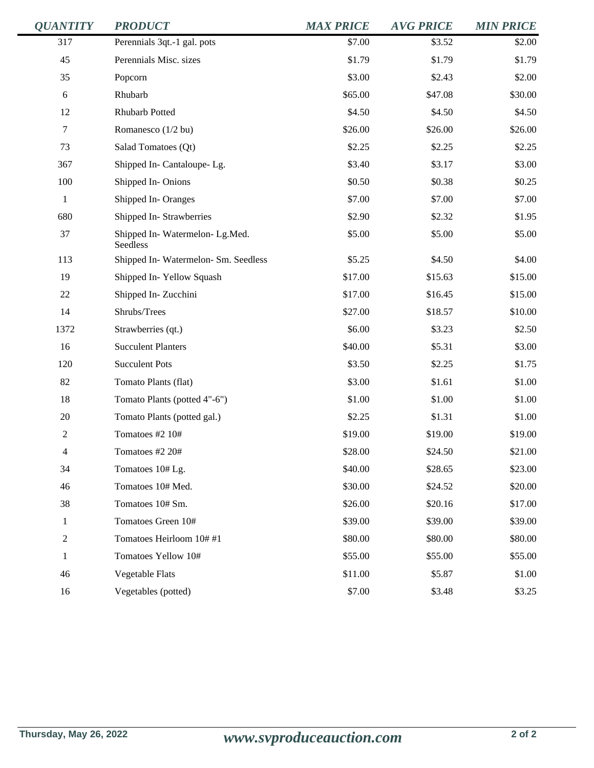| QUANTITY | PRODUCT | MAX PRICE | AVG PRICE | MIN PRICE |
|---|---|---|---|---|
| 317 | Perennials 3qt.-1 gal. pots | $7.00 | $3.52 | $2.00 |
| 45 | Perennials Misc. sizes | $1.79 | $1.79 | $1.79 |
| 35 | Popcorn | $3.00 | $2.43 | $2.00 |
| 6 | Rhubarb | $65.00 | $47.08 | $30.00 |
| 12 | Rhubarb Potted | $4.50 | $4.50 | $4.50 |
| 7 | Romanesco (1/2 bu) | $26.00 | $26.00 | $26.00 |
| 73 | Salad Tomatoes (Qt) | $2.25 | $2.25 | $2.25 |
| 367 | Shipped In- Cantaloupe- Lg. | $3.40 | $3.17 | $3.00 |
| 100 | Shipped In- Onions | $0.50 | $0.38 | $0.25 |
| 1 | Shipped In- Oranges | $7.00 | $7.00 | $7.00 |
| 680 | Shipped In- Strawberries | $2.90 | $2.32 | $1.95 |
| 37 | Shipped In- Watermelon- Lg.Med. Seedless | $5.00 | $5.00 | $5.00 |
| 113 | Shipped In- Watermelon- Sm. Seedless | $5.25 | $4.50 | $4.00 |
| 19 | Shipped In- Yellow Squash | $17.00 | $15.63 | $15.00 |
| 22 | Shipped In- Zucchini | $17.00 | $16.45 | $15.00 |
| 14 | Shrubs/Trees | $27.00 | $18.57 | $10.00 |
| 1372 | Strawberries (qt.) | $6.00 | $3.23 | $2.50 |
| 16 | Succulent Planters | $40.00 | $5.31 | $3.00 |
| 120 | Succulent Pots | $3.50 | $2.25 | $1.75 |
| 82 | Tomato Plants (flat) | $3.00 | $1.61 | $1.00 |
| 18 | Tomato Plants (potted 4"-6") | $1.00 | $1.00 | $1.00 |
| 20 | Tomato Plants (potted gal.) | $2.25 | $1.31 | $1.00 |
| 2 | Tomatoes #2 10# | $19.00 | $19.00 | $19.00 |
| 4 | Tomatoes #2 20# | $28.00 | $24.50 | $21.00 |
| 34 | Tomatoes 10# Lg. | $40.00 | $28.65 | $23.00 |
| 46 | Tomatoes 10# Med. | $30.00 | $24.52 | $20.00 |
| 38 | Tomatoes 10# Sm. | $26.00 | $20.16 | $17.00 |
| 1 | Tomatoes Green 10# | $39.00 | $39.00 | $39.00 |
| 2 | Tomatoes Heirloom 10# #1 | $80.00 | $80.00 | $80.00 |
| 1 | Tomatoes Yellow 10# | $55.00 | $55.00 | $55.00 |
| 46 | Vegetable Flats | $11.00 | $5.87 | $1.00 |
| 16 | Vegetables (potted) | $7.00 | $3.48 | $3.25 |

Thursday, May 26, 2022 · www.svproduceauction.com